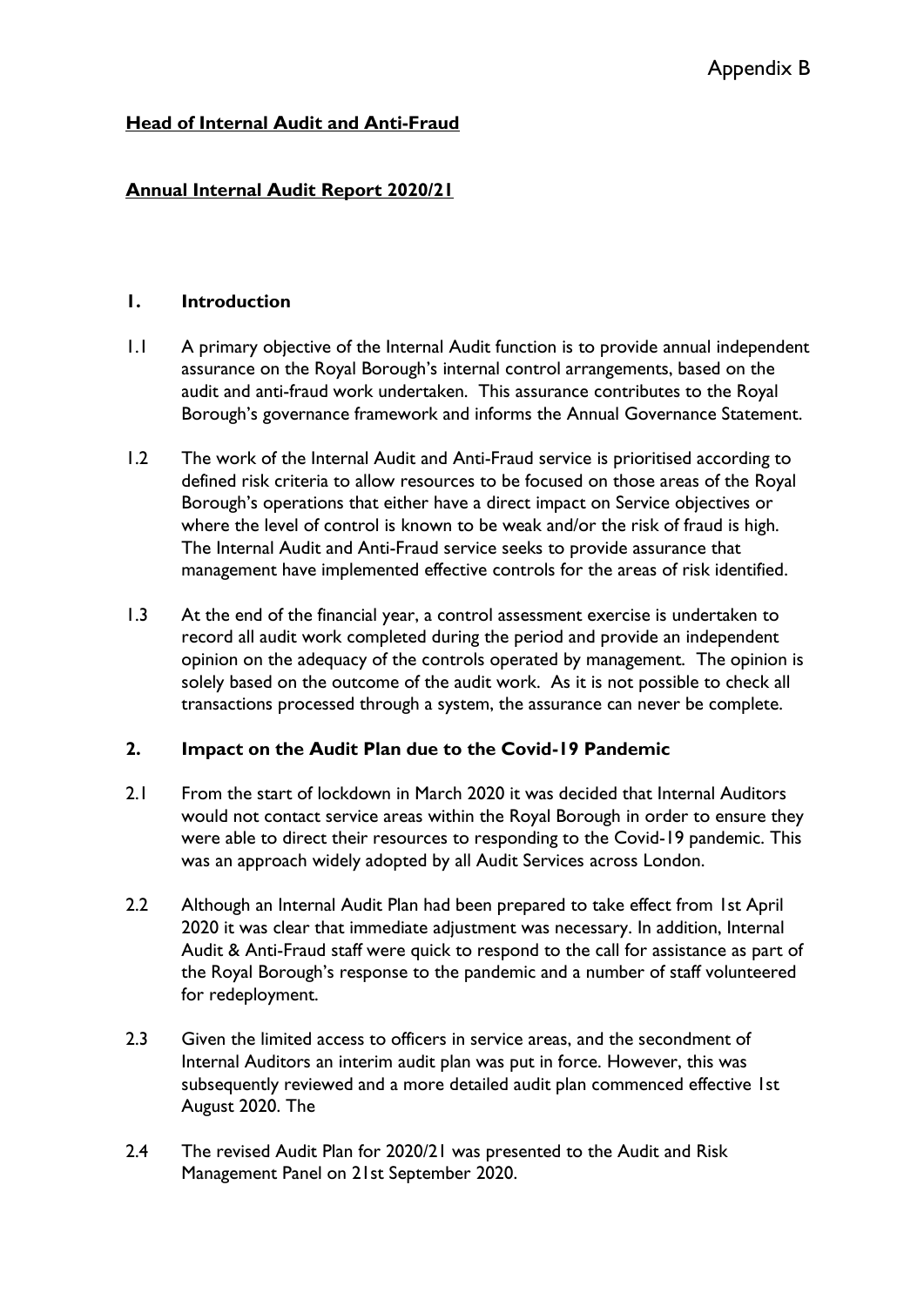Appendix B

**Head of Internal Audit and Anti-Fraud**

**Annual Internal Audit Report 2020/21**

## 1. Introduction

1.1 A primary objective of the Internal Audit function is to provide annual independent assurance on the Royal Borough's internal control arrangements, based on the audit and anti-fraud work undertaken. This assurance contributes to the Royal Borough's governance framework and informs the Annual Governance Statement.

1.2 The work of the Internal Audit and Anti-Fraud service is prioritised according to defined risk criteria to allow resources to be focused on those areas of the Royal Borough's operations that either have a direct impact on Service objectives or where the level of control is known to be weak and/or the risk of fraud is high. The Internal Audit and Anti-Fraud service seeks to provide assurance that management have implemented effective controls for the areas of risk identified.

1.3 At the end of the financial year, a control assessment exercise is undertaken to record all audit work completed during the period and provide an independent opinion on the adequacy of the controls operated by management. The opinion is solely based on the outcome of the audit work. As it is not possible to check all transactions processed through a system, the assurance can never be complete.

## 2. Impact on the Audit Plan due to the Covid-19 Pandemic

2.1 From the start of lockdown in March 2020 it was decided that Internal Auditors would not contact service areas within the Royal Borough in order to ensure they were able to direct their resources to responding to the Covid-19 pandemic. This was an approach widely adopted by all Audit Services across London.

2.2 Although an Internal Audit Plan had been prepared to take effect from 1st April 2020 it was clear that immediate adjustment was necessary. In addition, Internal Audit & Anti-Fraud staff were quick to respond to the call for assistance as part of the Royal Borough's response to the pandemic and a number of staff volunteered for redeployment.

2.3 Given the limited access to officers in service areas, and the secondment of Internal Auditors an interim audit plan was put in force. However, this was subsequently reviewed and a more detailed audit plan commenced effective 1st August 2020. The

2.4 The revised Audit Plan for 2020/21 was presented to the Audit and Risk Management Panel on 21st September 2020.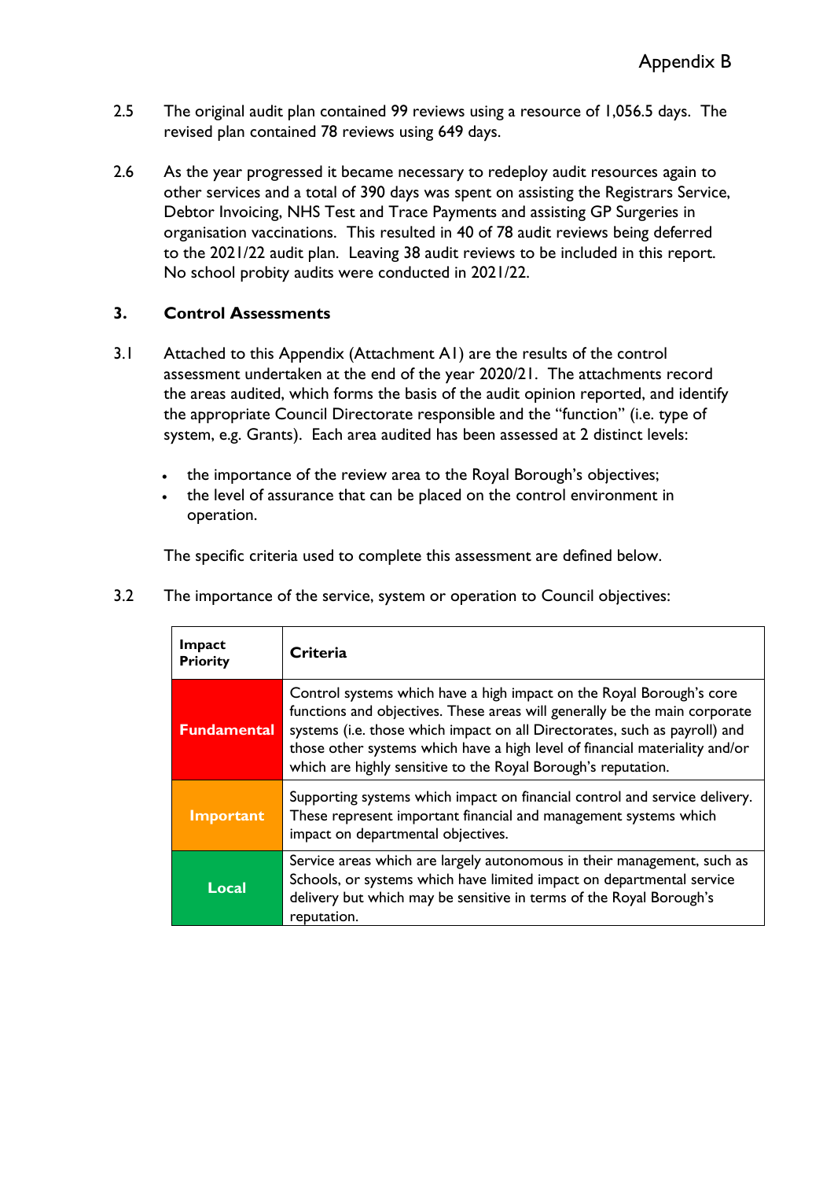2.5 The original audit plan contained 99 reviews using a resource of 1,056.5 days. The revised plan contained 78 reviews using 649 days.

2.6 As the year progressed it became necessary to redeploy audit resources again to other services and a total of 390 days was spent on assisting the Registrars Service, Debtor Invoicing, NHS Test and Trace Payments and assisting GP Surgeries in organisation vaccinations. This resulted in 40 of 78 audit reviews being deferred to the 2021/22 audit plan. Leaving 38 audit reviews to be included in this report. No school probity audits were conducted in 2021/22.

## 3. Control Assessments

3.1 Attached to this Appendix (Attachment A1) are the results of the control assessment undertaken at the end of the year 2020/21. The attachments record the areas audited, which forms the basis of the audit opinion reported, and identify the appropriate Council Directorate responsible and the "function" (i.e. type of system, e.g. Grants). Each area audited has been assessed at 2 distinct levels:

- the importance of the review area to the Royal Borough's objectives;
- the level of assurance that can be placed on the control environment in operation.

The specific criteria used to complete this assessment are defined below.

3.2 The importance of the service, system or operation to Council objectives:

| Impact Priority | Criteria |
|---|---|
| **Fundamental** | Control systems which have a high impact on the Royal Borough's core functions and objectives. These areas will generally be the main corporate systems (i.e. those which impact on all Directorates, such as payroll) and those other systems which have a high level of financial materiality and/or which are highly sensitive to the Royal Borough's reputation. |
| **Important** | Supporting systems which impact on financial control and service delivery. These represent important financial and management systems which impact on departmental objectives. |
| **Local** | Service areas which are largely autonomous in their management, such as Schools, or systems which have limited impact on departmental service delivery but which may be sensitive in terms of the Royal Borough's reputation. |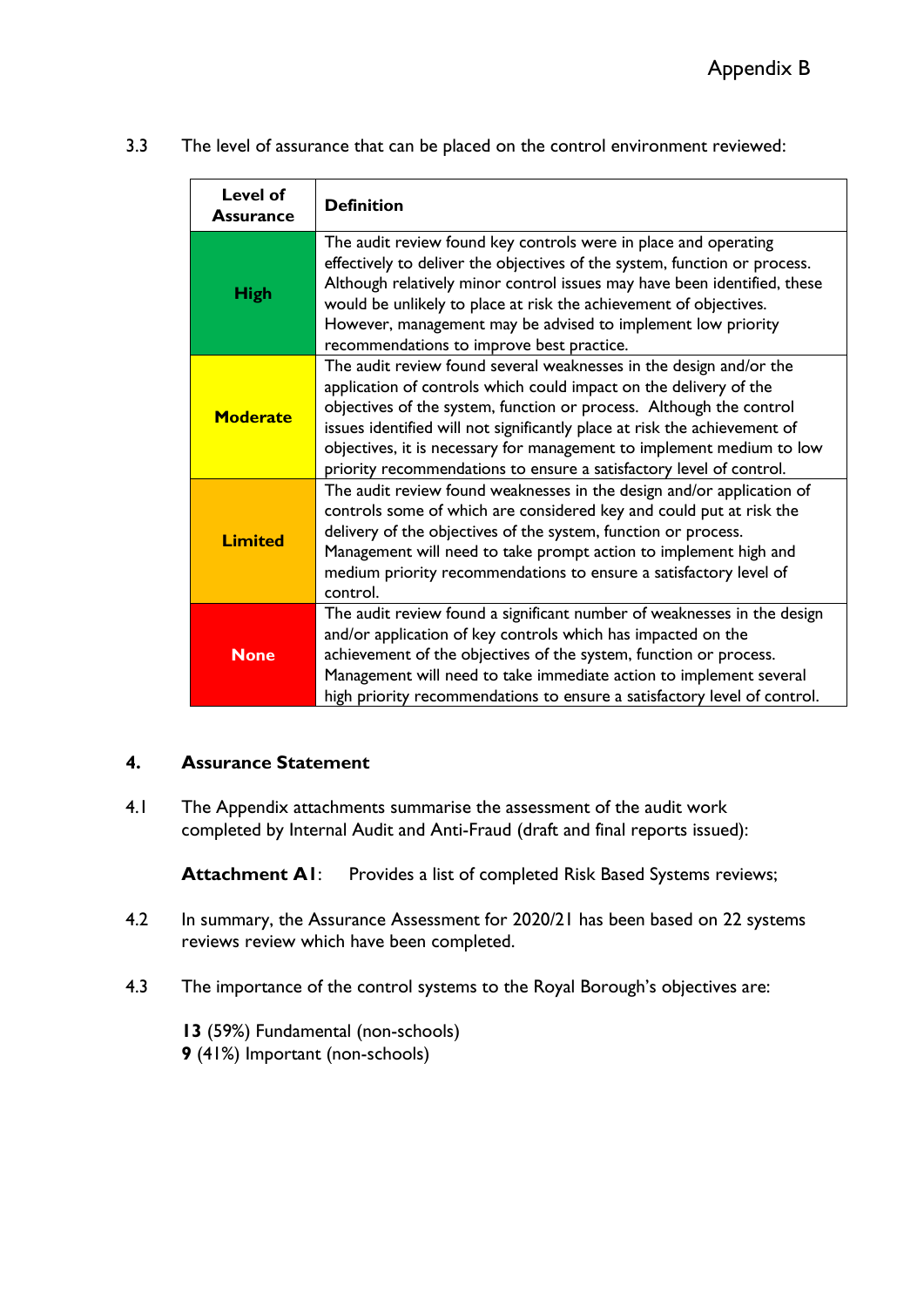Appendix B

3.3 The level of assurance that can be placed on the control environment reviewed:

| Level of Assurance | Definition |
|---|---|
| **High** | The audit review found key controls were in place and operating effectively to deliver the objectives of the system, function or process. Although relatively minor control issues may have been identified, these would be unlikely to place at risk the achievement of objectives. However, management may be advised to implement low priority recommendations to improve best practice. |
| **Moderate** | The audit review found several weaknesses in the design and/or the application of controls which could impact on the delivery of the objectives of the system, function or process. Although the control issues identified will not significantly place at risk the achievement of objectives, it is necessary for management to implement medium to low priority recommendations to ensure a satisfactory level of control. |
| **Limited** | The audit review found weaknesses in the design and/or application of controls some of which are considered key and could put at risk the delivery of the objectives of the system, function or process. Management will need to take prompt action to implement high and medium priority recommendations to ensure a satisfactory level of control. |
| **None** | The audit review found a significant number of weaknesses in the design and/or application of key controls which has impacted on the achievement of the objectives of the system, function or process. Management will need to take immediate action to implement several high priority recommendations to ensure a satisfactory level of control. |

## 4. Assurance Statement

4.1 The Appendix attachments summarise the assessment of the audit work completed by Internal Audit and Anti-Fraud (draft and final reports issued):

**Attachment A1**: Provides a list of completed Risk Based Systems reviews;

4.2 In summary, the Assurance Assessment for 2020/21 has been based on 22 systems reviews review which have been completed.

4.3 The importance of the control systems to the Royal Borough's objectives are:

**13** (59%) Fundamental (non-schools)
**9** (41%) Important (non-schools)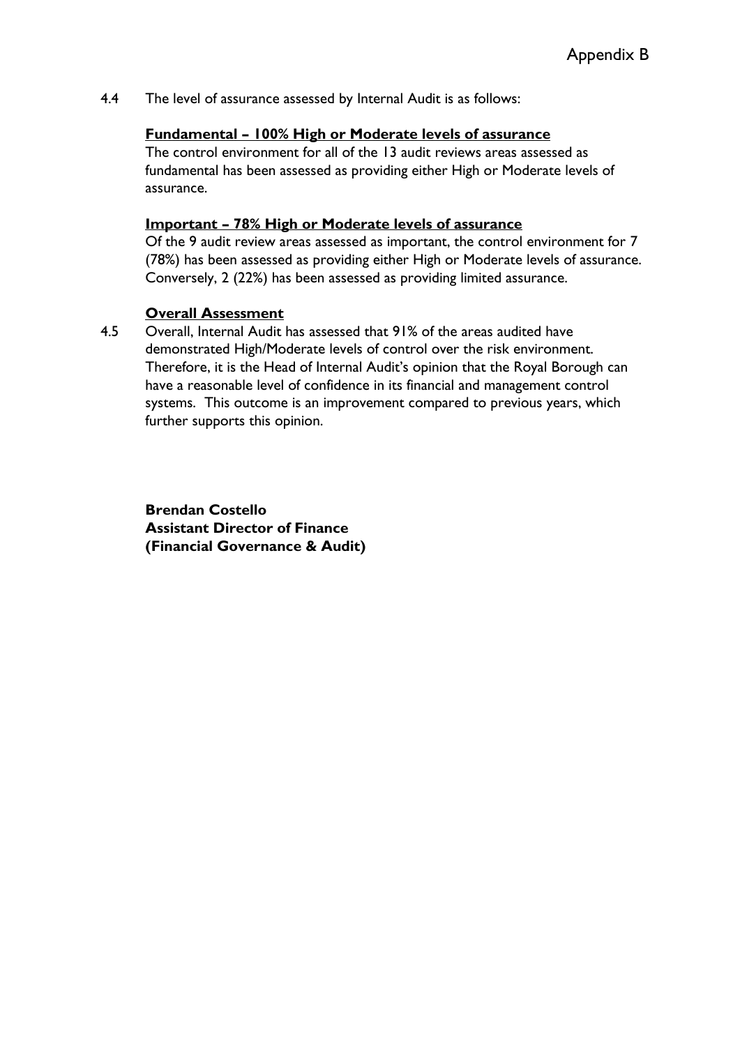Appendix B

4.4 The level of assurance assessed by Internal Audit is as follows:

**Fundamental – 100% High or Moderate levels of assurance**

The control environment for all of the 13 audit reviews areas assessed as fundamental has been assessed as providing either High or Moderate levels of assurance.

**Important – 78% High or Moderate levels of assurance**

Of the 9 audit review areas assessed as important, the control environment for 7 (78%) has been assessed as providing either High or Moderate levels of assurance. Conversely, 2 (22%) has been assessed as providing limited assurance.

**Overall Assessment**

4.5 Overall, Internal Audit has assessed that 91% of the areas audited have demonstrated High/Moderate levels of control over the risk environment. Therefore, it is the Head of Internal Audit's opinion that the Royal Borough can have a reasonable level of confidence in its financial and management control systems. This outcome is an improvement compared to previous years, which further supports this opinion.

**Brendan Costello**
**Assistant Director of Finance**
**(Financial Governance & Audit)**